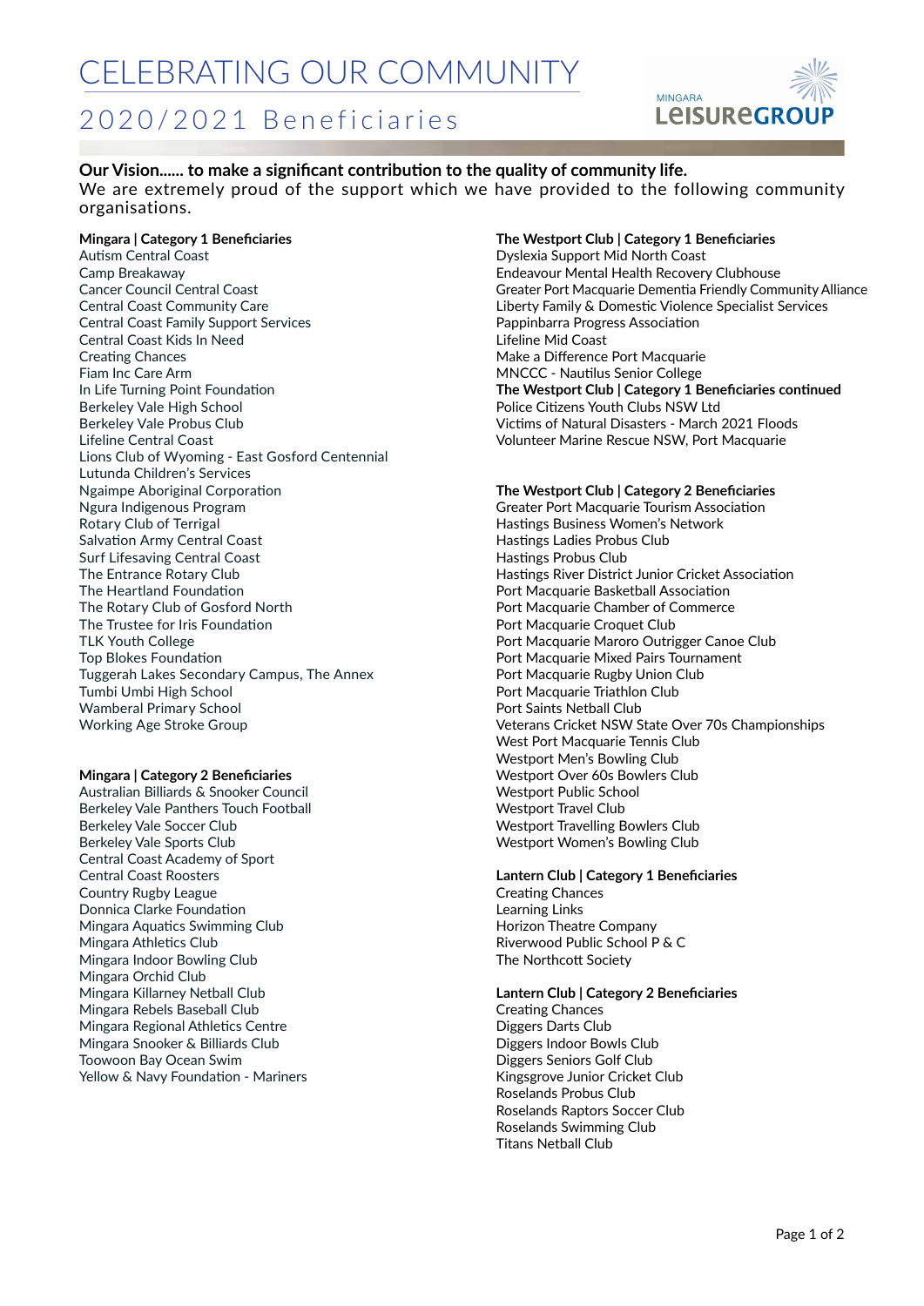# CELEBRATING OUR COMMUNITY

## 2020/2021 Beneficiaries

**Our Vision...... to make a significant contribution to the quality of community life.**

We are extremely proud of the support which we have provided to the following community organisations.

**Mingara | Category 1 Beneficiaries**

Autism Central Coast
Camp Breakaway
Cancer Council Central Coast
Central Coast Community Care
Central Coast Family Support Services
Central Coast Kids In Need
Creating Chances
Fiam Inc Care Arm
In Life Turning Point Foundation
Berkeley Vale High School
Berkeley Vale Probus Club
Lifeline Central Coast
Lions Club of Wyoming - East Gosford Centennial
Lutunda Children's Services
Ngaimpe Aboriginal Corporation
Ngura Indigenous Program
Rotary Club of Terrigal
Salvation Army Central Coast
Surf Lifesaving Central Coast
The Entrance Rotary Club
The Heartland Foundation
The Rotary Club of Gosford North
The Trustee for Iris Foundation
TLK Youth College
Top Blokes Foundation
Tuggerah Lakes Secondary Campus, The Annex
Tumbi Umbi High School
Wamberal Primary School
Working Age Stroke Group

**Mingara | Category 2 Beneficiaries**

Australian Billiards & Snooker Council
Berkeley Vale Panthers Touch Football
Berkeley Vale Soccer Club
Berkeley Vale Sports Club
Central Coast Academy of Sport
Central Coast Roosters
Country Rugby League
Donnica Clarke Foundation
Mingara Aquatics Swimming Club
Mingara Athletics Club
Mingara Indoor Bowling Club
Mingara Orchid Club
Mingara Killarney Netball Club
Mingara Rebels Baseball Club
Mingara Regional Athletics Centre
Mingara Snooker & Billiards Club
Toowoon Bay Ocean Swim
Yellow & Navy Foundation - Mariners

**The Westport Club | Category 1 Beneficiaries**

Dyslexia Support Mid North Coast
Endeavour Mental Health Recovery Clubhouse
Greater Port Macquarie Dementia Friendly Community Alliance
Liberty Family & Domestic Violence Specialist Services
Pappinbarra Progress Association
Lifeline Mid Coast
Make a Difference Port Macquarie
MNCCC - Nautilus Senior College

**The Westport Club | Category 1 Beneficiaries continued**

Police Citizens Youth Clubs NSW Ltd
Victims of Natural Disasters - March 2021 Floods
Volunteer Marine Rescue NSW, Port Macquarie

**The Westport Club | Category 2 Beneficiaries**

Greater Port Macquarie Tourism Association
Hastings Business Women's Network
Hastings Ladies Probus Club
Hastings Probus Club
Hastings River District Junior Cricket Association
Port Macquarie Basketball Association
Port Macquarie Chamber of Commerce
Port Macquarie Croquet Club
Port Macquarie Maroro Outrigger Canoe Club
Port Macquarie Mixed Pairs Tournament
Port Macquarie Rugby Union Club
Port Macquarie Triathlon Club
Port Saints Netball Club
Veterans Cricket NSW State Over 70s Championships
West Port Macquarie Tennis Club
Westport Men's Bowling Club
Westport Over 60s Bowlers Club
Westport Public School
Westport Travel Club
Westport Travelling Bowlers Club
Westport Women's Bowling Club

**Lantern Club | Category 1 Beneficiaries**

Creating Chances
Learning Links
Horizon Theatre Company
Riverwood Public School P & C
The Northcott Society

**Lantern Club | Category 2 Beneficiaries**

Creating Chances
Diggers Darts Club
Diggers Indoor Bowls Club
Diggers Seniors Golf Club
Kingsgrove Junior Cricket Club
Roselands Probus Club
Roselands Raptors Soccer Club
Roselands Swimming Club
Titans Netball Club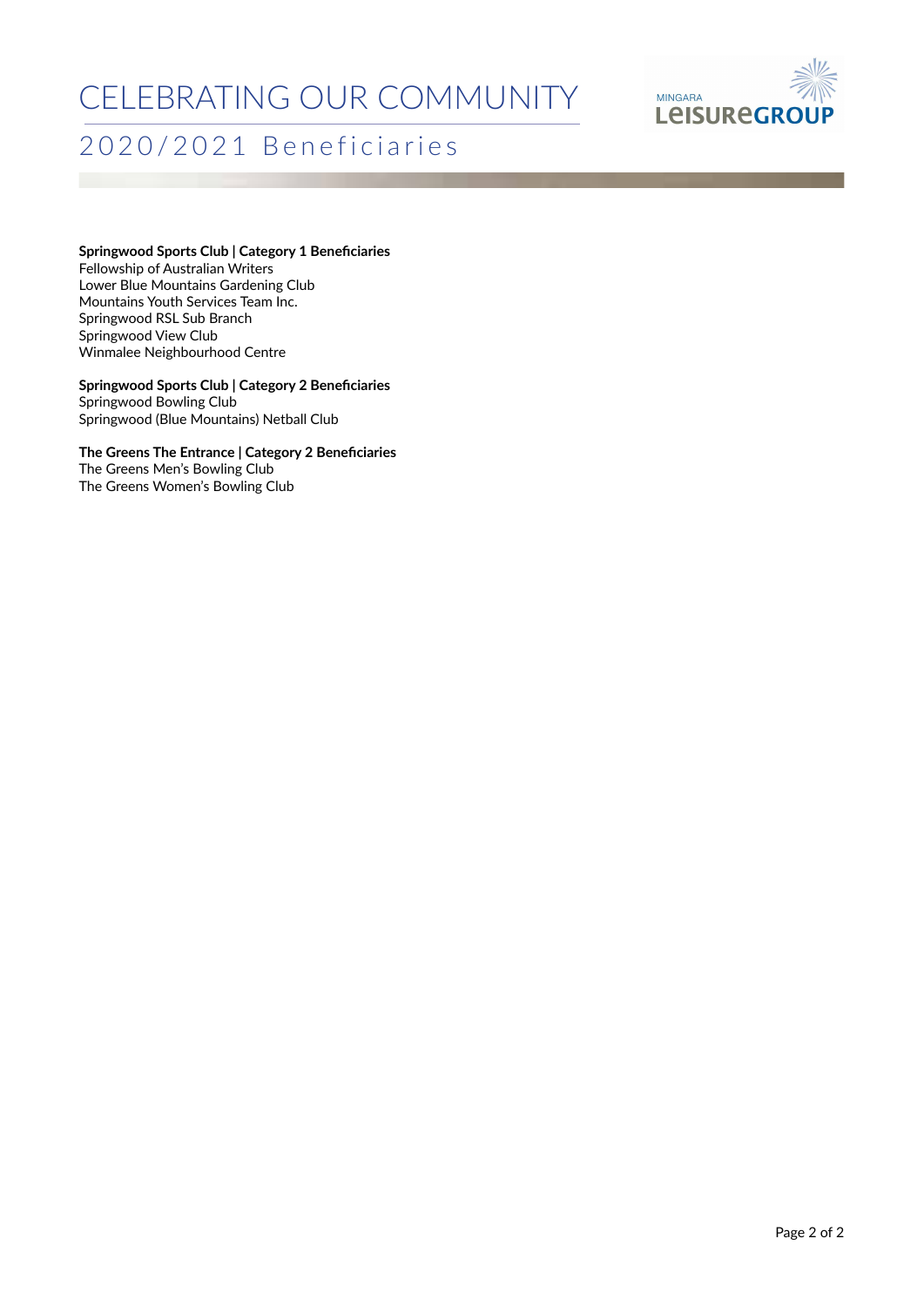# CELEBRATING OUR COMMUNITY

## 2020/2021 Beneficiaries

**Springwood Sports Club | Category 1 Beneficiaries**
Fellowship of Australian Writers
Lower Blue Mountains Gardening Club
Mountains Youth Services Team Inc.
Springwood RSL Sub Branch
Springwood View Club
Winmalee Neighbourhood Centre

**Springwood Sports Club | Category 2 Beneficiaries**
Springwood Bowling Club
Springwood (Blue Mountains) Netball Club

**The Greens The Entrance | Category 2 Beneficiaries**
The Greens Men's Bowling Club
The Greens Women's Bowling Club